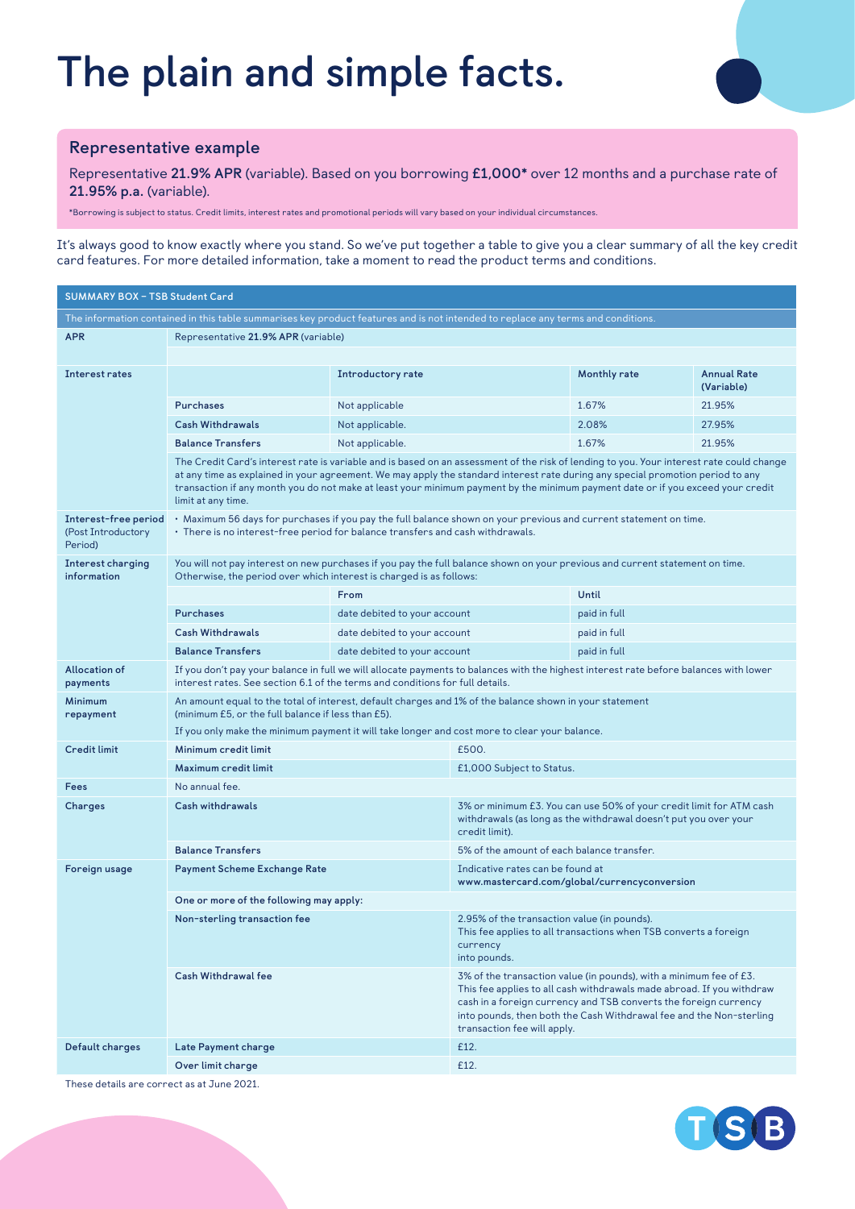# The plain and simple facts.

## Representative example

Representative **21.9% APR** (variable). Based on you borrowing **£1,000*** over 12 months and a purchase rate of **21.95% p.a.** (variable).

*Borrowing is subject to status. Credit limits, interest rates and promotional periods will vary based on your individual circumstances.

It's always good to know exactly where you stand. So we've put together a table to give you a clear summary of all the key credit card features. For more detailed information, take a moment to read the product terms and conditions.

| SUMMARY BOX – TSB Student Card | | | | |
|---|---|---|---|---|
| The information contained in this table summarises key product features and is not intended to replace any terms and conditions. | | | | |
| **APR** | Representative **21.9% APR** (variable) | | | |
| **Interest rates** | | Introductory rate | Monthly rate | Annual Rate (Variable) |
| | **Purchases** | Not applicable | 1.67% | 21.95% |
| | **Cash Withdrawals** | Not applicable. | 2.08% | 27.95% |
| | **Balance Transfers** | Not applicable. | 1.67% | 21.95% |
| | The Credit Card's interest rate is variable and is based on an assessment of the risk of lending to you. Your interest rate could change at any time as explained in your agreement. We may apply the standard interest rate during any special promotion period to any transaction if any month you do not make at least your minimum payment by the minimum payment date or if you exceed your credit limit at any time. | | | |
| **Interest-free period** (Post Introductory Period) | • Maximum 56 days for purchases if you pay the full balance shown on your previous and current statement on time.<br>• There is no interest-free period for balance transfers and cash withdrawals. | | | |
| **Interest charging information** | You will not pay interest on new purchases if you pay the full balance shown on your previous and current statement on time. Otherwise, the period over which interest is charged is as follows: | | | |
| | | From | Until | |
| | **Purchases** | date debited to your account | paid in full | |
| | **Cash Withdrawals** | date debited to your account | paid in full | |
| | **Balance Transfers** | date debited to your account | paid in full | |
| **Allocation of payments** | If you don't pay your balance in full we will allocate payments to balances with the highest interest rate before balances with lower interest rates. See section 6.1 of the terms and conditions for full details. | | | |
| **Minimum repayment** | An amount equal to the total of interest, default charges and 1% of the balance shown in your statement (minimum £5, or the full balance if less than £5).<br>If you only make the minimum payment it will take longer and cost more to clear your balance. | | | |
| **Credit limit** | **Minimum credit limit** | | £500. | |
| | **Maximum credit limit** | | £1,000 Subject to Status. | |
| **Fees** | No annual fee. | | | |
| **Charges** | **Cash withdrawals** | | 3% or minimum £3. You can use 50% of your credit limit for ATM cash withdrawals (as long as the withdrawal doesn't put you over your credit limit). | |
| | **Balance Transfers** | | 5% of the amount of each balance transfer. | |
| **Foreign usage** | **Payment Scheme Exchange Rate** | | Indicative rates can be found at **www.mastercard.com/global/currencyconversion** | |
| | **One or more of the following may apply:** | | | |
| | **Non-sterling transaction fee** | | 2.95% of the transaction value (in pounds). This fee applies to all transactions when TSB converts a foreign currency into pounds. | |
| | **Cash Withdrawal fee** | | 3% of the transaction value (in pounds), with a minimum fee of £3. This fee applies to all cash withdrawals made abroad. If you withdraw cash in a foreign currency and TSB converts the foreign currency into pounds, then both the Cash Withdrawal fee and the Non-sterling transaction fee will apply. | |
| **Default charges** | **Late Payment charge** | | £12. | |
| | **Over limit charge** | | £12. | |

These details are correct as at June 2021.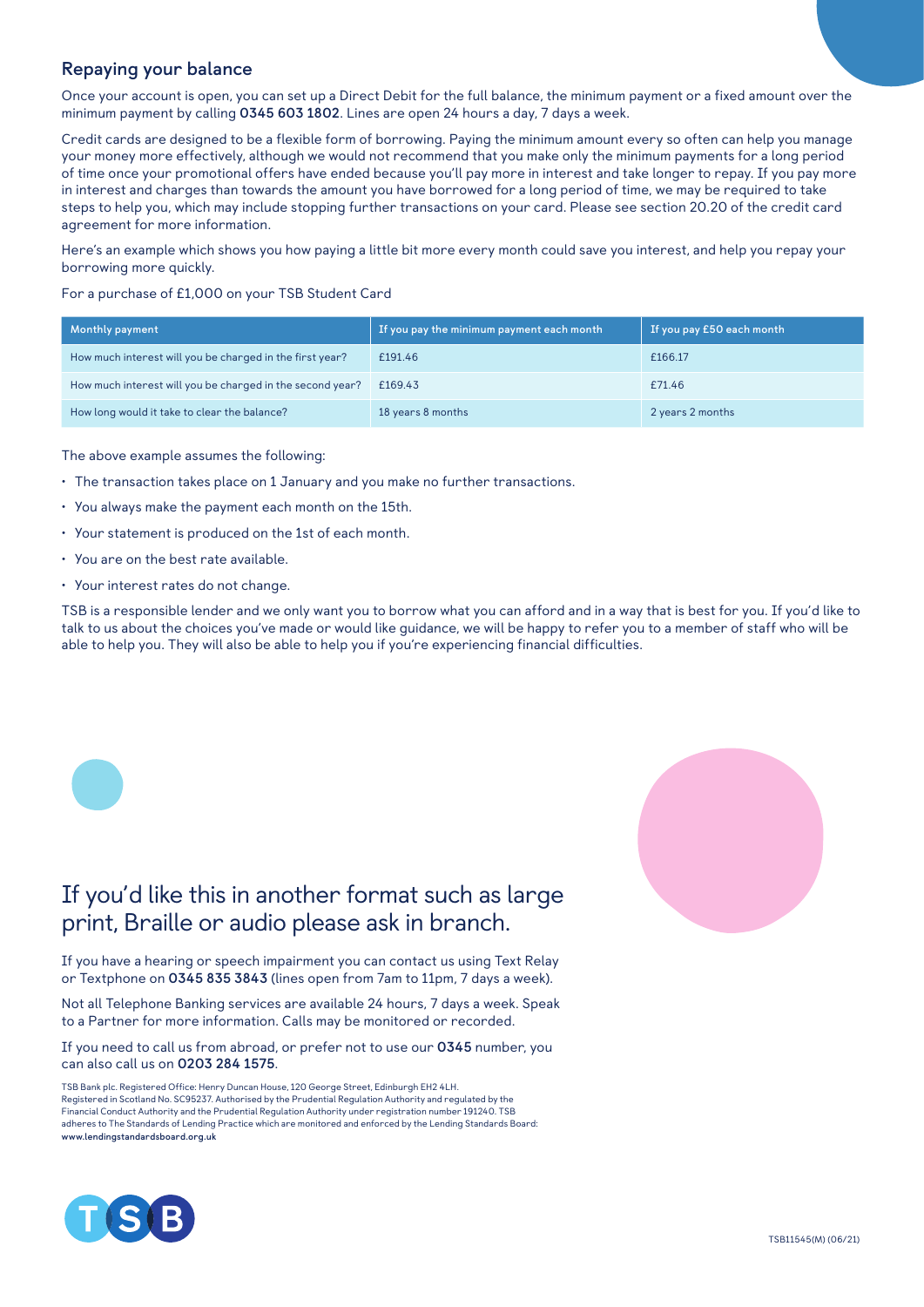## Repaying your balance

Once your account is open, you can set up a Direct Debit for the full balance, the minimum payment or a fixed amount over the minimum payment by calling **0345 603 1802**. Lines are open 24 hours a day, 7 days a week.

Credit cards are designed to be a flexible form of borrowing. Paying the minimum amount every so often can help you manage your money more effectively, although we would not recommend that you make only the minimum payments for a long period of time once your promotional offers have ended because you'll pay more in interest and take longer to repay. If you pay more in interest and charges than towards the amount you have borrowed for a long period of time, we may be required to take steps to help you, which may include stopping further transactions on your card. Please see section 20.20 of the credit card agreement for more information.

Here's an example which shows you how paying a little bit more every month could save you interest, and help you repay your borrowing more quickly.

For a purchase of £1,000 on your TSB Student Card

| Monthly payment | If you pay the minimum payment each month | If you pay £50 each month |
|---|---|---|
| How much interest will you be charged in the first year? | £191.46 | £166.17 |
| How much interest will you be charged in the second year? | £169.43 | £71.46 |
| How long would it take to clear the balance? | 18 years 8 months | 2 years 2 months |

The above example assumes the following:

- The transaction takes place on 1 January and you make no further transactions.
- You always make the payment each month on the 15th.
- Your statement is produced on the 1st of each month.
- You are on the best rate available.
- Your interest rates do not change.

TSB is a responsible lender and we only want you to borrow what you can afford and in a way that is best for you. If you'd like to talk to us about the choices you've made or would like guidance, we will be happy to refer you to a member of staff who will be able to help you. They will also be able to help you if you're experiencing financial difficulties.

## If you'd like this in another format such as large print, Braille or audio please ask in branch.

If you have a hearing or speech impairment you can contact us using Text Relay or Textphone on **0345 835 3843** (lines open from 7am to 11pm, 7 days a week).

Not all Telephone Banking services are available 24 hours, 7 days a week. Speak to a Partner for more information. Calls may be monitored or recorded.

If you need to call us from abroad, or prefer not to use our **0345** number, you can also call us on **0203 284 1575**.

TSB Bank plc. Registered Office: Henry Duncan House, 120 George Street, Edinburgh EH2 4LH. Registered in Scotland No. SC95237. Authorised by the Prudential Regulation Authority and regulated by the Financial Conduct Authority and the Prudential Regulation Authority under registration number 191240. TSB adheres to The Standards of Lending Practice which are monitored and enforced by the Lending Standards Board: **www.lendingstandardsboard.org.uk**

TSB11545(M) (06/21)